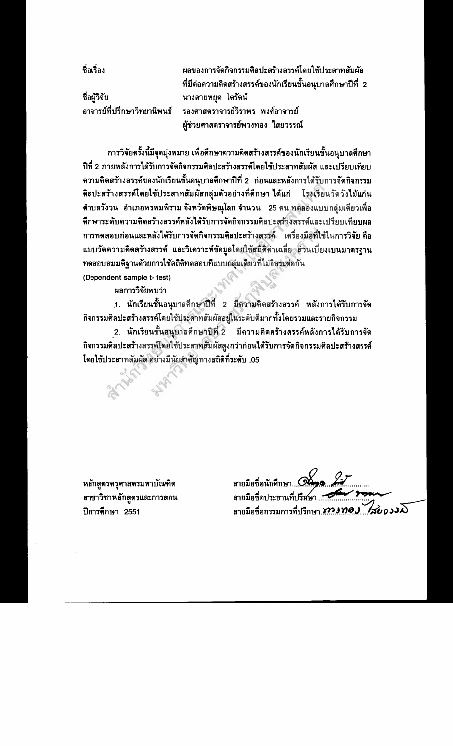| | |
|---|---|
| ชื่อเรื่อง | ผลของการจัดกิจกรรมศิลปะสร้างสรรค์โดยใช้ประสาทสัมผัสที่มีต่อความคิดสร้างสรรค์ของนักเรียนชั้นอนุบาลศึกษาปีที่ 2 |
| ชื่อผู้วิจัย | นางสายหยุด โตรัตน์ |
| อาจารย์ที่ปรึกษาวิทยานิพนธ์ | รองศาสตราจารย์วิราพร พงศ์อาจารย์ |
| | ผู้ช่วยศาสตราจารย์พวงทอง ไสยวรรณ์ |

การวิจัยครั้งนี้มีจุดมุ่งหมาย เพื่อศึกษาความคิดสร้างสรรค์ของนักเรียนชั้นอนุบาลศึกษาปีที่ 2 ภายหลังการได้รับการจัดกิจกรรมศิลปะสร้างสรรค์โดยใช้ประสาทสัมผัส และเปรียบเทียบความคิดสร้างสรรค์ของนักเรียนชั้นอนุบาลศึกษาปีที่ 2 ก่อนและหลังการได้รับการจัดกิจกรรมศิลปะสร้างสรรค์โดยใช้ประสาทสัมผัสกลุ่มตัวอย่างที่ศึกษา ได้แก่ โรงเรียนวัดวังไม้แก่น ตำบลวังวน อำเภอพรหมพิราม จังหวัดพิษณุโลก จำนวน 25 คน ทดลองแบบกลุ่มเดียวเพื่อศึกษาระดับความคิดสร้างสรรค์หลังได้รับการจัดกิจกรรมศิลปะสร้างสรรค์และเปรียบเทียบผลการทดสอบก่อนและหลังได้รับการจัดกิจกรรมศิลปะสร้างสรรค์ เครื่องมือที่ใช้ในการวิจัย คือ แบบวัดความคิดสร้างสรรค์ และวิเคราะห์ข้อมูลโดยใช้สถิติค่าเฉลี่ย ส่วนเบี่ยงเบนมาตรฐาน ทดสอบสมมติฐานด้วยการใช้สถิติทดสอบทีแบบกลุ่มเดียวที่ไม่อิสระต่อกัน (Dependent sample t- test)

ผลการวิจัยพบว่า

1. นักเรียนชั้นอนุบาลศึกษาปีที่ 2 มีความคิดสร้างสรรค์ หลังการได้รับการจัดกิจกรรมศิลปะสร้างสรรค์โดยใช้ประสาทสัมผัสอยู่ในระดับดีมากทั้งโดยรวมและรายกิจกรรม

2. นักเรียนชั้นอนุบาลศึกษาปีที่ 2 มีความคิดสร้างสรรค์หลังการได้รับการจัดกิจกรรมศิลปะสร้างสรรค์โดยใช้ประสาทสัมผัสสูงกว่าก่อนได้รับการจัดกิจกรรมศิลปะสร้างสรรค์โดยใช้ประสาทสัมผัส อย่างมีนัยสำคัญทางสถิติที่ระดับ .05

หลักสูตรครุศาสตรมหาบัณฑิต
สาขาวิชาหลักสูตรและการสอน
ปีการศึกษา 2551

ลายมือชื่อนักศึกษา..........
ลายมือชื่อประธานที่ปรึกษา..........
ลายมือชื่อกรรมการที่ปรึกษา พวงทอง ไสยวรรณ์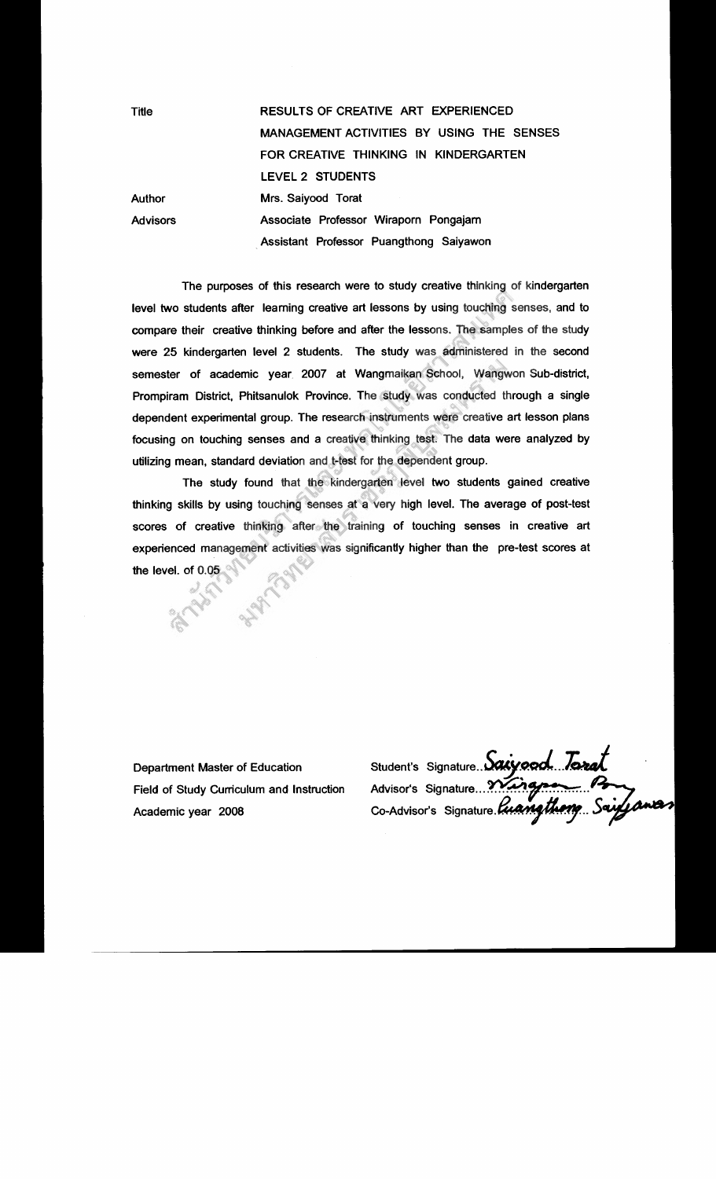| | |
|---|---|
| Title | RESULTS OF CREATIVE ART EXPERIENCED MANAGEMENT ACTIVITIES BY USING THE SENSES FOR CREATIVE THINKING IN KINDERGARTEN LEVEL 2 STUDENTS |
| Author | Mrs. Saiyood Torat |
| Advisors | Associate Professor Wiraporn Pongajarn<br>Assistant Professor Puangthong Saiyawon |

The purposes of this research were to study creative thinking of kindergarten level two students after learning creative art lessons by using touching senses, and to compare their creative thinking before and after the lessons. The samples of the study were 25 kindergarten level 2 students. The study was administered in the second semester of academic year 2007 at Wangmaikan School, Wangwon Sub-district, Prompiram District, Phitsanulok Province. The study was conducted through a single dependent experimental group. The research instruments were creative art lesson plans focusing on touching senses and a creative thinking test. The data were analyzed by utilizing mean, standard deviation and t-test for the dependent group.

The study found that the kindergarten level two students gained creative thinking skills by using touching senses at a very high level. The average of post-test scores of creative thinking after the training of touching senses in creative art experienced management activities was significantly higher than the pre-test scores at the level. of 0.05

Department Master of Education
Field of Study Curriculum and Instruction
Academic year 2008

Student's Signature...Saiyood Torat
Advisor's Signature...Wiraporn P...
Co-Advisor's Signature...Puangthong Saiyawon